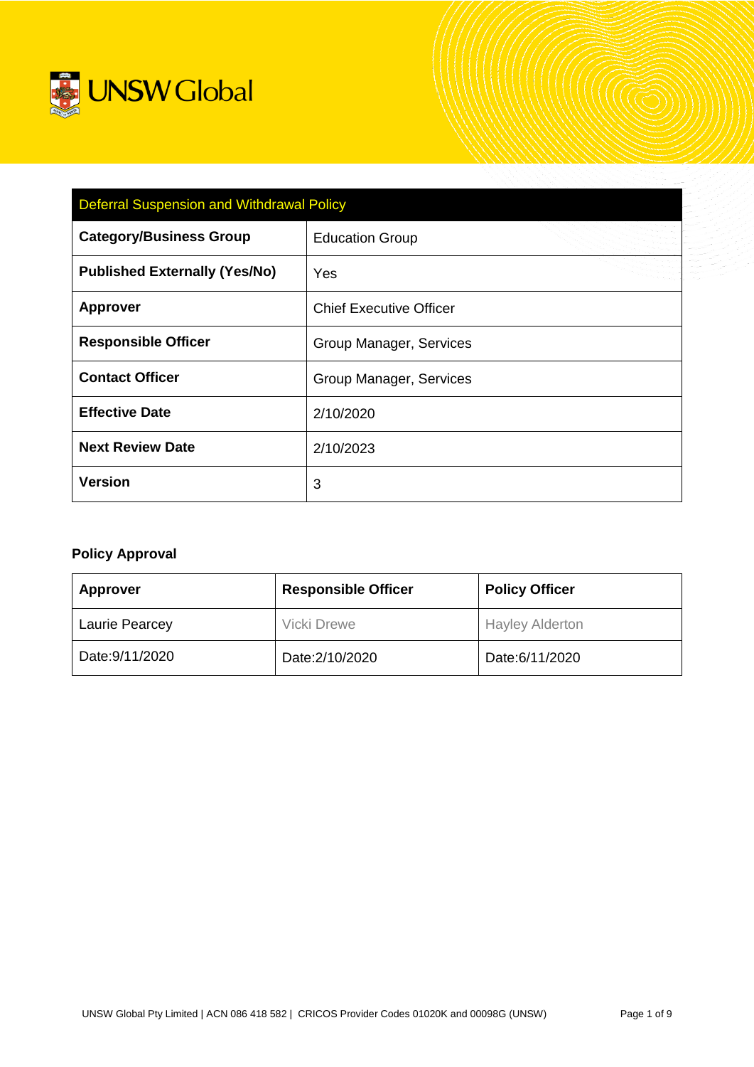UNSW Global

| Deferral Suspension and Withdrawal Policy | |
|---|---|
| **Category/Business Group** | Education Group |
| **Published Externally (Yes/No)** | Yes |
| **Approver** | Chief Executive Officer |
| **Responsible Officer** | Group Manager, Services |
| **Contact Officer** | Group Manager, Services |
| **Effective Date** | 2/10/2020 |
| **Next Review Date** | 2/10/2023 |
| **Version** | 3 |

**Policy Approval**

| Approver | Responsible Officer | Policy Officer |
|---|---|---|
| Laurie Pearcey | Vicki Drewe | Hayley Alderton |
| Date:9/11/2020 | Date:2/10/2020 | Date:6/11/2020 |

UNSW Global Pty Limited | ACN 086 418 582 | CRICOS Provider Codes 01020K and 00098G (UNSW)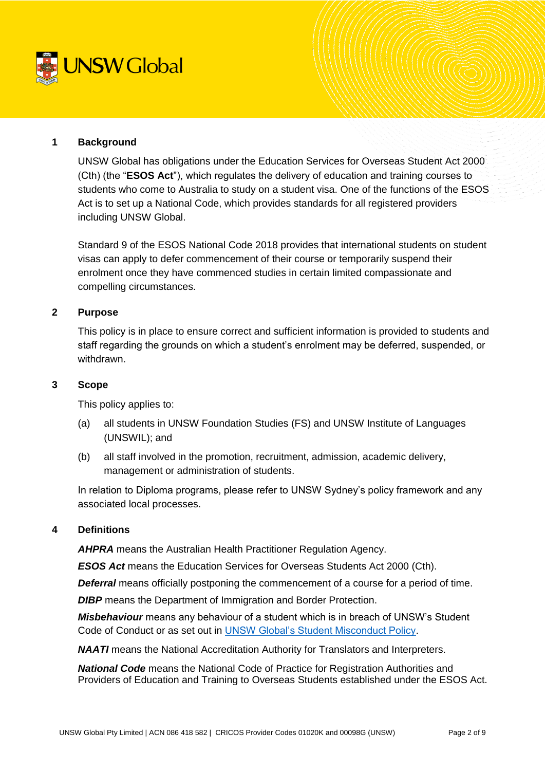## 1 Background

UNSW Global has obligations under the Education Services for Overseas Student Act 2000 (Cth) (the "**ESOS Act**"), which regulates the delivery of education and training courses to students who come to Australia to study on a student visa. One of the functions of the ESOS Act is to set up a National Code, which provides standards for all registered providers including UNSW Global.

Standard 9 of the ESOS National Code 2018 provides that international students on student visas can apply to defer commencement of their course or temporarily suspend their enrolment once they have commenced studies in certain limited compassionate and compelling circumstances.

## 2 Purpose

This policy is in place to ensure correct and sufficient information is provided to students and staff regarding the grounds on which a student's enrolment may be deferred, suspended, or withdrawn.

## 3 Scope

This policy applies to:

(a) all students in UNSW Foundation Studies (FS) and UNSW Institute of Languages (UNSWIL); and

(b) all staff involved in the promotion, recruitment, admission, academic delivery, management or administration of students.

In relation to Diploma programs, please refer to UNSW Sydney's policy framework and any associated local processes.

## 4 Definitions

***AHPRA*** means the Australian Health Practitioner Regulation Agency.

***ESOS Act*** means the Education Services for Overseas Students Act 2000 (Cth).

***Deferral*** means officially postponing the commencement of a course for a period of time.

***DIBP*** means the Department of Immigration and Border Protection.

***Misbehaviour*** means any behaviour of a student which is in breach of UNSW's Student Code of Conduct or as set out in UNSW Global's Student Misconduct Policy.

***NAATI*** means the National Accreditation Authority for Translators and Interpreters.

***National Code*** means the National Code of Practice for Registration Authorities and Providers of Education and Training to Overseas Students established under the ESOS Act.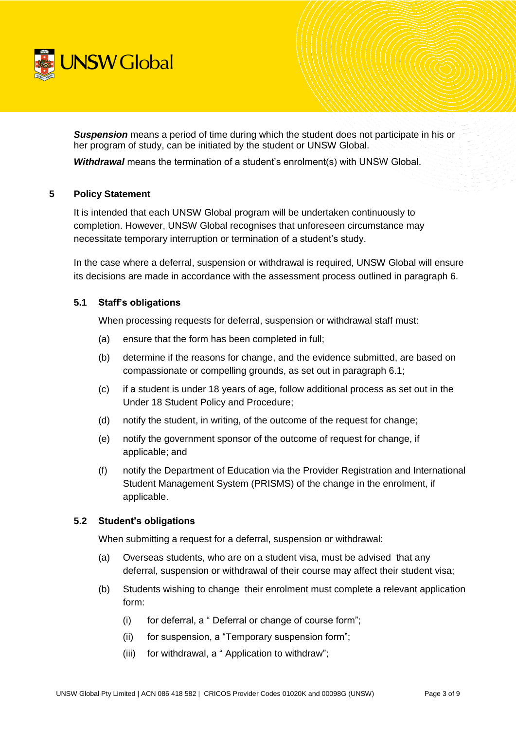***Suspension*** means a period of time during which the student does not participate in his or her program of study, can be initiated by the student or UNSW Global.

***Withdrawal*** means the termination of a student's enrolment(s) with UNSW Global.

## 5 Policy Statement

It is intended that each UNSW Global program will be undertaken continuously to completion. However, UNSW Global recognises that unforeseen circumstance may necessitate temporary interruption or termination of a student's study.

In the case where a deferral, suspension or withdrawal is required, UNSW Global will ensure its decisions are made in accordance with the assessment process outlined in paragraph 6.

### 5.1 Staff's obligations

When processing requests for deferral, suspension or withdrawal staff must:

(a) ensure that the form has been completed in full;

(b) determine if the reasons for change, and the evidence submitted, are based on compassionate or compelling grounds, as set out in paragraph 6.1;

(c) if a student is under 18 years of age, follow additional process as set out in the Under 18 Student Policy and Procedure;

(d) notify the student, in writing, of the outcome of the request for change;

(e) notify the government sponsor of the outcome of request for change, if applicable; and

(f) notify the Department of Education via the Provider Registration and International Student Management System (PRISMS) of the change in the enrolment, if applicable.

### 5.2 Student's obligations

When submitting a request for a deferral, suspension or withdrawal:

(a) Overseas students, who are on a student visa, must be advised that any deferral, suspension or withdrawal of their course may affect their student visa;

(b) Students wishing to change their enrolment must complete a relevant application form:

- (i) for deferral, a " Deferral or change of course form";
- (ii) for suspension, a "Temporary suspension form";
- (iii) for withdrawal, a " Application to withdraw";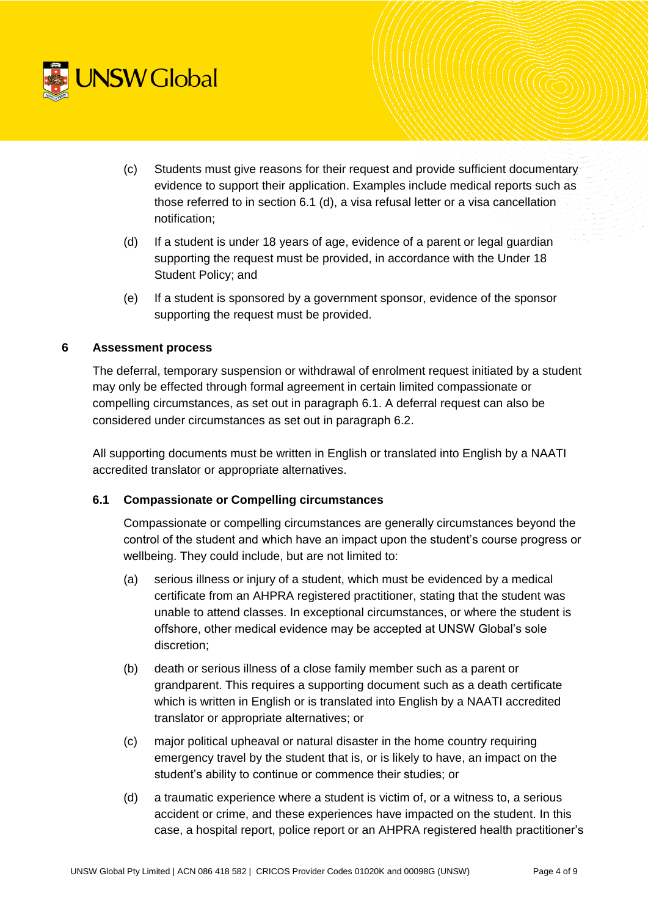(c) Students must give reasons for their request and provide sufficient documentary evidence to support their application. Examples include medical reports such as those referred to in section 6.1 (d), a visa refusal letter or a visa cancellation notification;

(d) If a student is under 18 years of age, evidence of a parent or legal guardian supporting the request must be provided, in accordance with the Under 18 Student Policy; and

(e) If a student is sponsored by a government sponsor, evidence of the sponsor supporting the request must be provided.

## 6 Assessment process

The deferral, temporary suspension or withdrawal of enrolment request initiated by a student may only be effected through formal agreement in certain limited compassionate or compelling circumstances, as set out in paragraph 6.1. A deferral request can also be considered under circumstances as set out in paragraph 6.2.

All supporting documents must be written in English or translated into English by a NAATI accredited translator or appropriate alternatives.

### 6.1 Compassionate or Compelling circumstances

Compassionate or compelling circumstances are generally circumstances beyond the control of the student and which have an impact upon the student's course progress or wellbeing. They could include, but are not limited to:

(a) serious illness or injury of a student, which must be evidenced by a medical certificate from an AHPRA registered practitioner, stating that the student was unable to attend classes. In exceptional circumstances, or where the student is offshore, other medical evidence may be accepted at UNSW Global's sole discretion;

(b) death or serious illness of a close family member such as a parent or grandparent. This requires a supporting document such as a death certificate which is written in English or is translated into English by a NAATI accredited translator or appropriate alternatives; or

(c) major political upheaval or natural disaster in the home country requiring emergency travel by the student that is, or is likely to have, an impact on the student's ability to continue or commence their studies; or

(d) a traumatic experience where a student is victim of, or a witness to, a serious accident or crime, and these experiences have impacted on the student. In this case, a hospital report, police report or an AHPRA registered health practitioner's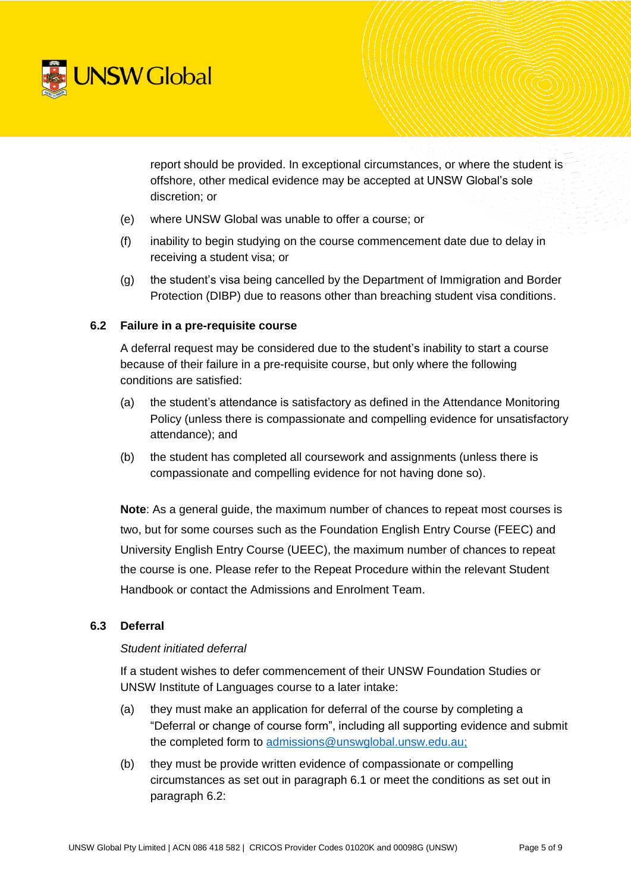report should be provided. In exceptional circumstances, or where the student is offshore, other medical evidence may be accepted at UNSW Global's sole discretion; or

(e) where UNSW Global was unable to offer a course; or

(f) inability to begin studying on the course commencement date due to delay in receiving a student visa; or

(g) the student's visa being cancelled by the Department of Immigration and Border Protection (DIBP) due to reasons other than breaching student visa conditions.

### 6.2 Failure in a pre-requisite course

A deferral request may be considered due to the student's inability to start a course because of their failure in a pre-requisite course, but only where the following conditions are satisfied:

(a) the student's attendance is satisfactory as defined in the Attendance Monitoring Policy (unless there is compassionate and compelling evidence for unsatisfactory attendance); and

(b) the student has completed all coursework and assignments (unless there is compassionate and compelling evidence for not having done so).

**Note**: As a general guide, the maximum number of chances to repeat most courses is two, but for some courses such as the Foundation English Entry Course (FEEC) and University English Entry Course (UEEC), the maximum number of chances to repeat the course is one. Please refer to the Repeat Procedure within the relevant Student Handbook or contact the Admissions and Enrolment Team.

### 6.3 Deferral

*Student initiated deferral*

If a student wishes to defer commencement of their UNSW Foundation Studies or UNSW Institute of Languages course to a later intake:

(a) they must make an application for deferral of the course by completing a "Deferral or change of course form", including all supporting evidence and submit the completed form to admissions@unswglobal.unsw.edu.au;

(b) they must be provide written evidence of compassionate or compelling circumstances as set out in paragraph 6.1 or meet the conditions as set out in paragraph 6.2: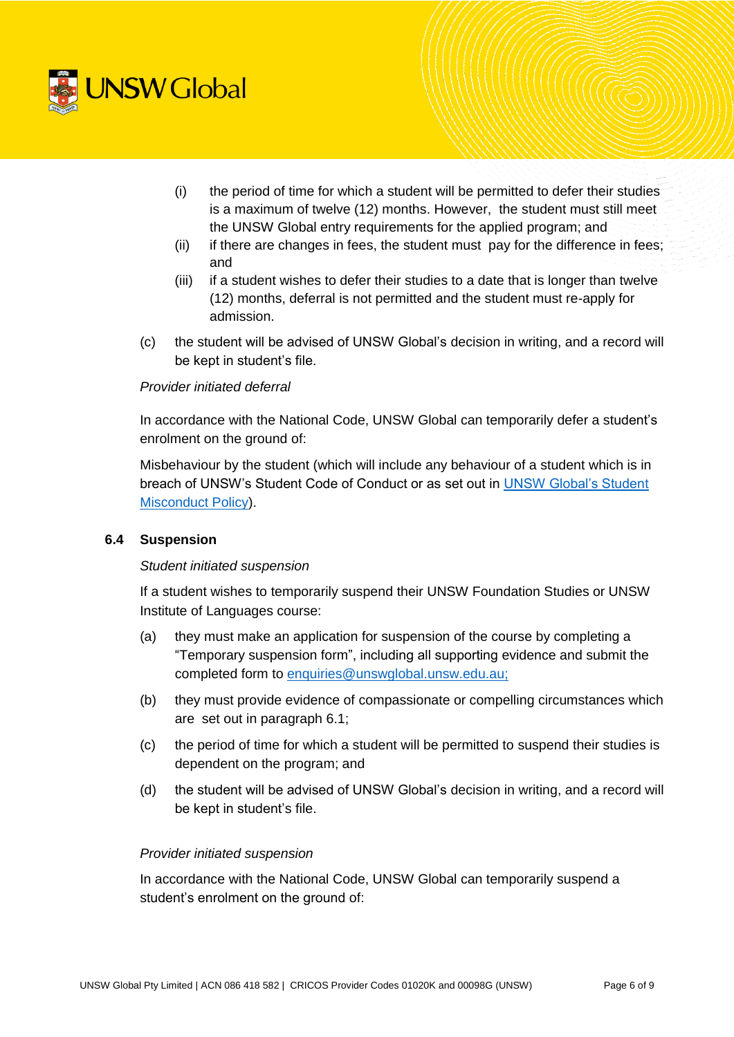(i) the period of time for which a student will be permitted to defer their studies is a maximum of twelve (12) months. However, the student must still meet the UNSW Global entry requirements for the applied program; and

(ii) if there are changes in fees, the student must pay for the difference in fees; and

(iii) if a student wishes to defer their studies to a date that is longer than twelve (12) months, deferral is not permitted and the student must re-apply for admission.

(c) the student will be advised of UNSW Global's decision in writing, and a record will be kept in student's file.

*Provider initiated deferral*

In accordance with the National Code, UNSW Global can temporarily defer a student's enrolment on the ground of:

Misbehaviour by the student (which will include any behaviour of a student which is in breach of UNSW's Student Code of Conduct or as set out in [UNSW Global's Student Misconduct Policy](#)).

### 6.4 Suspension

*Student initiated suspension*

If a student wishes to temporarily suspend their UNSW Foundation Studies or UNSW Institute of Languages course:

(a) they must make an application for suspension of the course by completing a "Temporary suspension form", including all supporting evidence and submit the completed form to enquiries@unswglobal.unsw.edu.au;

(b) they must provide evidence of compassionate or compelling circumstances which are set out in paragraph 6.1;

(c) the period of time for which a student will be permitted to suspend their studies is dependent on the program; and

(d) the student will be advised of UNSW Global's decision in writing, and a record will be kept in student's file.

*Provider initiated suspension*

In accordance with the National Code, UNSW Global can temporarily suspend a student's enrolment on the ground of: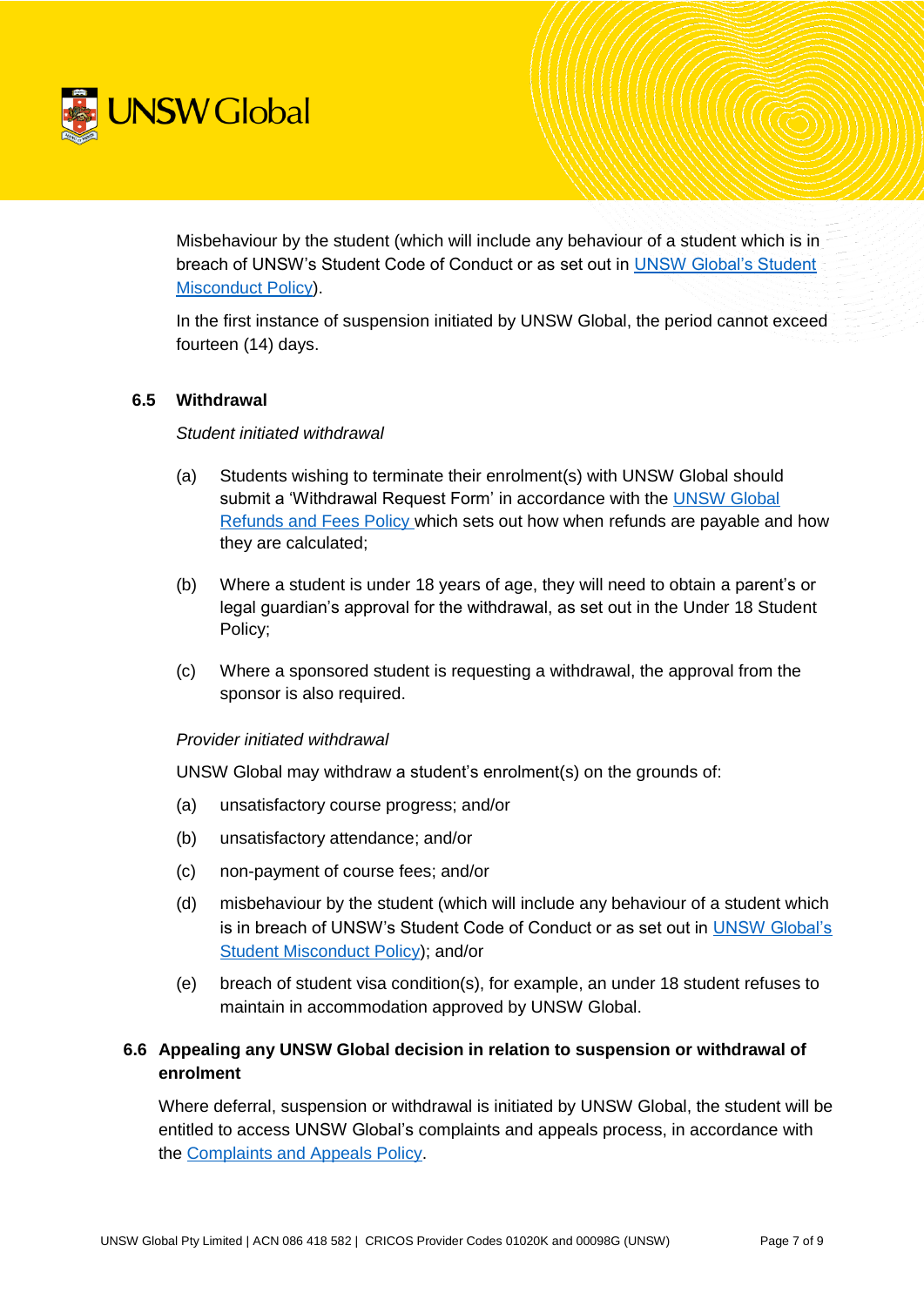Misbehaviour by the student (which will include any behaviour of a student which is in breach of UNSW's Student Code of Conduct or as set out in UNSW Global's Student Misconduct Policy).

In the first instance of suspension initiated by UNSW Global, the period cannot exceed fourteen (14) days.

### 6.5 Withdrawal

*Student initiated withdrawal*

(a) Students wishing to terminate their enrolment(s) with UNSW Global should submit a 'Withdrawal Request Form' in accordance with the UNSW Global Refunds and Fees Policy which sets out how when refunds are payable and how they are calculated;

(b) Where a student is under 18 years of age, they will need to obtain a parent's or legal guardian's approval for the withdrawal, as set out in the Under 18 Student Policy;

(c) Where a sponsored student is requesting a withdrawal, the approval from the sponsor is also required.

*Provider initiated withdrawal*

UNSW Global may withdraw a student's enrolment(s) on the grounds of:

(a) unsatisfactory course progress; and/or

(b) unsatisfactory attendance; and/or

(c) non-payment of course fees; and/or

(d) misbehaviour by the student (which will include any behaviour of a student which is in breach of UNSW's Student Code of Conduct or as set out in UNSW Global's Student Misconduct Policy); and/or

(e) breach of student visa condition(s), for example, an under 18 student refuses to maintain in accommodation approved by UNSW Global.

### 6.6 Appealing any UNSW Global decision in relation to suspension or withdrawal of enrolment

Where deferral, suspension or withdrawal is initiated by UNSW Global, the student will be entitled to access UNSW Global's complaints and appeals process, in accordance with the Complaints and Appeals Policy.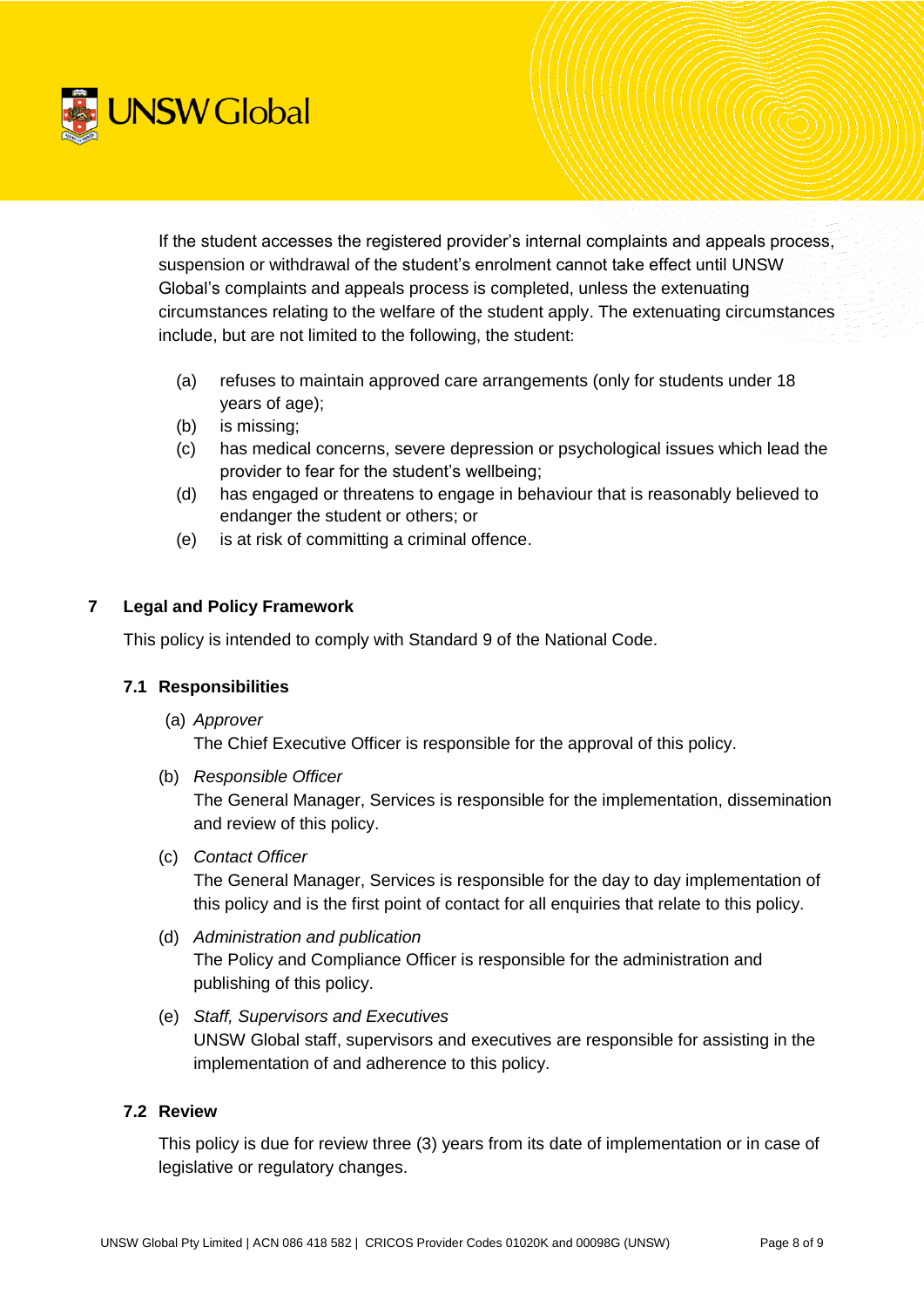If the student accesses the registered provider's internal complaints and appeals process, suspension or withdrawal of the student's enrolment cannot take effect until UNSW Global's complaints and appeals process is completed, unless the extenuating circumstances relating to the welfare of the student apply. The extenuating circumstances include, but are not limited to the following, the student:

(a) refuses to maintain approved care arrangements (only for students under 18 years of age);
(b) is missing;
(c) has medical concerns, severe depression or psychological issues which lead the provider to fear for the student's wellbeing;
(d) has engaged or threatens to engage in behaviour that is reasonably believed to endanger the student or others; or
(e) is at risk of committing a criminal offence.

## 7 Legal and Policy Framework

This policy is intended to comply with Standard 9 of the National Code.

### 7.1 Responsibilities

(a) *Approver*
The Chief Executive Officer is responsible for the approval of this policy.

(b) *Responsible Officer*
The General Manager, Services is responsible for the implementation, dissemination and review of this policy.

(c) *Contact Officer*
The General Manager, Services is responsible for the day to day implementation of this policy and is the first point of contact for all enquiries that relate to this policy.

(d) *Administration and publication*
The Policy and Compliance Officer is responsible for the administration and publishing of this policy.

(e) *Staff, Supervisors and Executives*
UNSW Global staff, supervisors and executives are responsible for assisting in the implementation of and adherence to this policy.

### 7.2 Review

This policy is due for review three (3) years from its date of implementation or in case of legislative or regulatory changes.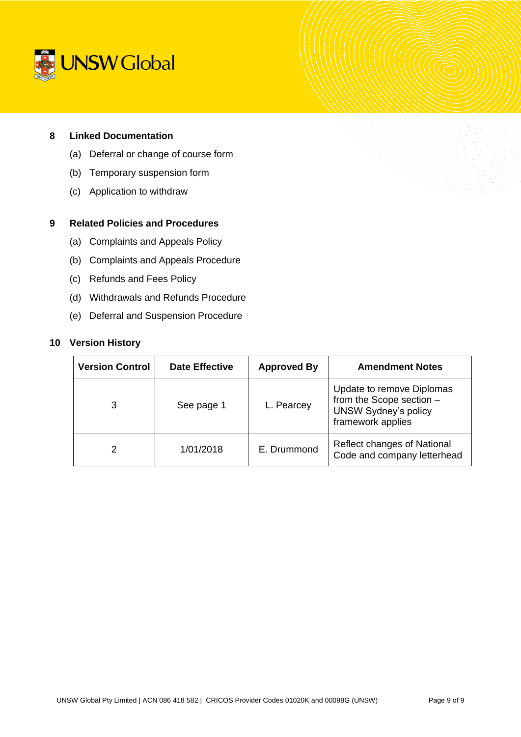## 8 Linked Documentation

(a) Deferral or change of course form

(b) Temporary suspension form

(c) Application to withdraw

## 9 Related Policies and Procedures

(a) Complaints and Appeals Policy

(b) Complaints and Appeals Procedure

(c) Refunds and Fees Policy

(d) Withdrawals and Refunds Procedure

(e) Deferral and Suspension Procedure

## 10 Version History

| Version Control | Date Effective | Approved By | Amendment Notes |
|---|---|---|---|
| 3 | See page 1 | L. Pearcey | Update to remove Diplomas from the Scope section – UNSW Sydney's policy framework applies |
| 2 | 1/01/2018 | E. Drummond | Reflect changes of National Code and company letterhead |